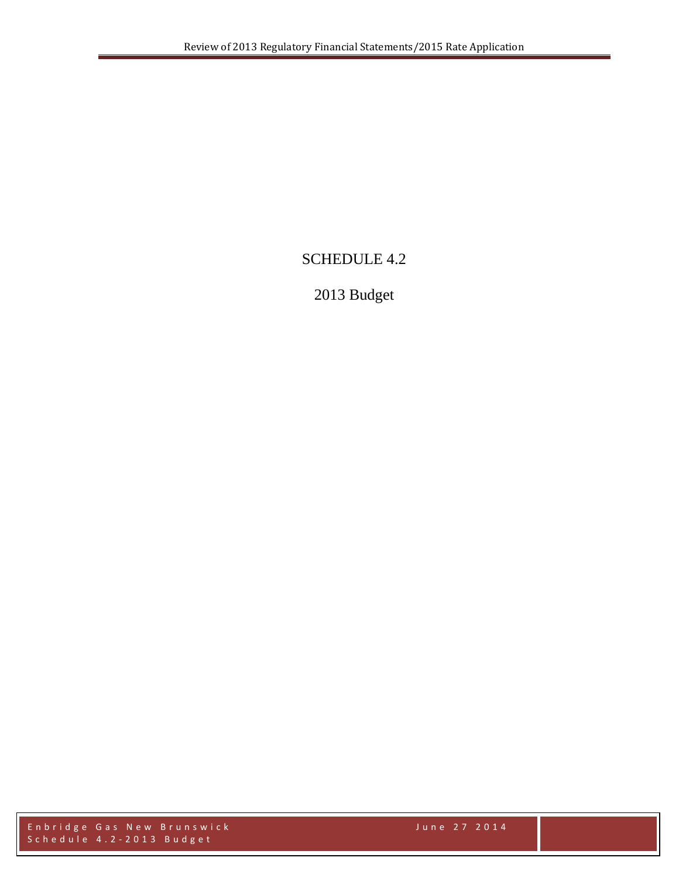# SCHEDULE 4.2

## 2013 Budget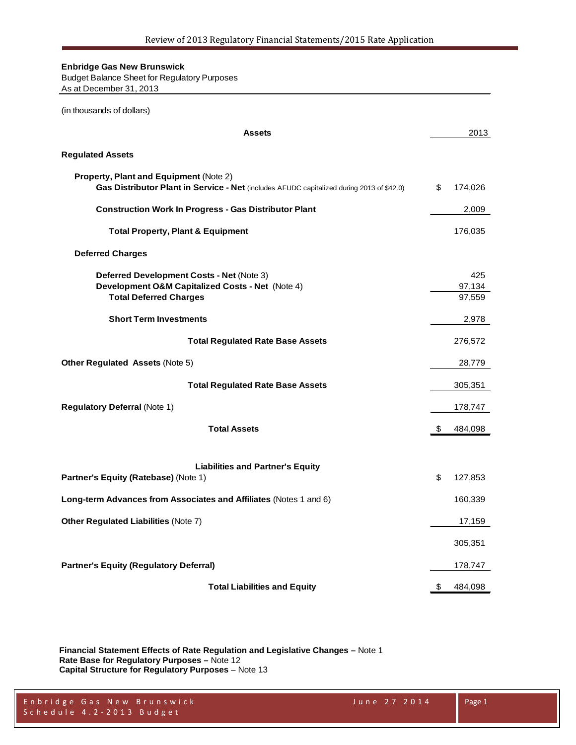**Enbridge Gas New Brunswick**
Budget Balance Sheet for Regulatory Purposes
As at December 31, 2013

(in thousands of dollars)

| **Assets** | 2013 |
|---|---|
| **Regulated Assets** | |
| **Property, Plant and Equipment** (Note 2) | |
| **Gas Distributor Plant in Service - Net** (includes AFUDC capitalized during 2013 of $42.0) | $ 174,026 |
| **Construction Work In Progress - Gas Distributor Plant** | 2,009 |
| **Total Property, Plant & Equipment** | 176,035 |
| **Deferred Charges** | |
| **Deferred Development Costs - Net** (Note 3) | 425 |
| **Development O&M Capitalized Costs - Net** (Note 4) | 97,134 |
| **Total Deferred Charges** | 97,559 |
| **Short Term Investments** | 2,978 |
| **Total Regulated Rate Base Assets** | 276,572 |
| **Other Regulated Assets** (Note 5) | 28,779 |
| **Total Regulated Rate Base Assets** | 305,351 |
| **Regulatory Deferral** (Note 1) | 178,747 |
| **Total Assets** | $ 484,098 |
| **Liabilities and Partner's Equity** | |
| **Partner's Equity (Ratebase)** (Note 1) | $ 127,853 |
| **Long-term Advances from Associates and Affiliates** (Notes 1 and 6) | 160,339 |
| **Other Regulated Liabilities** (Note 7) | 17,159 |
| | 305,351 |
| **Partner's Equity (Regulatory Deferral)** | 178,747 |
| **Total Liabilities and Equity** | $ 484,098 |

**Financial Statement Effects of Rate Regulation and Legislative Changes –** Note 1
**Rate Base for Regulatory Purposes –** Note 12
**Capital Structure for Regulatory Purposes** – Note 13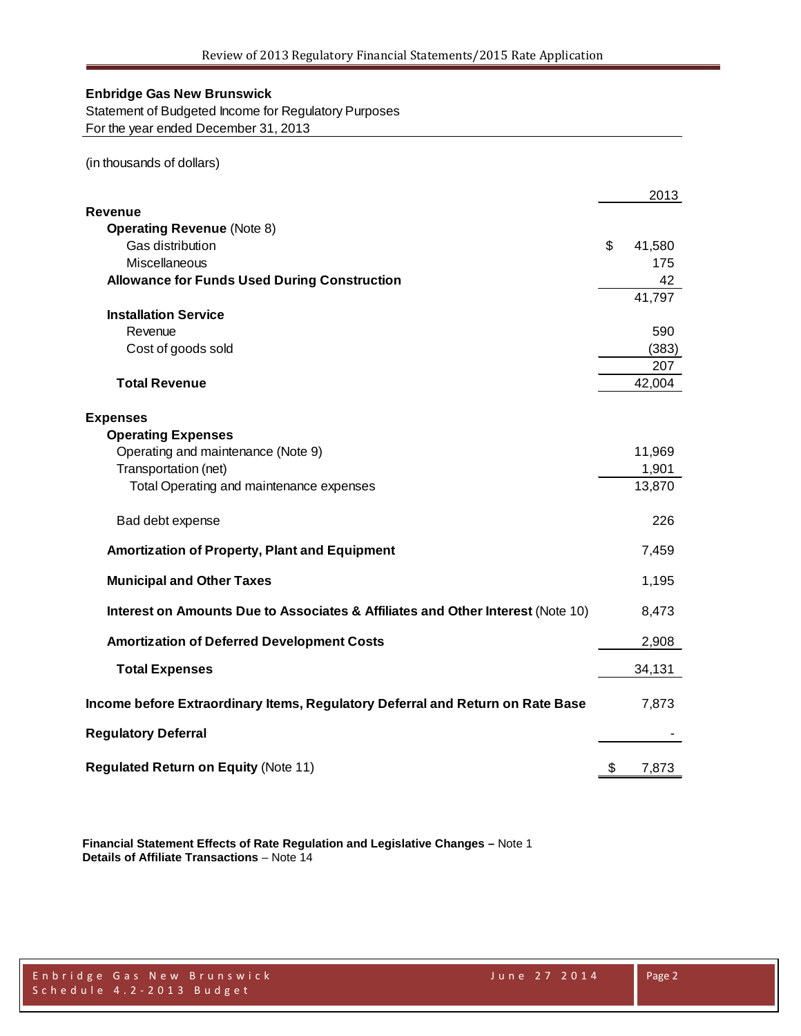**Enbridge Gas New Brunswick**

Statement of Budgeted Income for Regulatory Purposes

For the year ended December 31, 2013

(in thousands of dollars)

| | 2013 |
|---|---|
| **Revenue** | |
| **Operating Revenue** (Note 8) | |
| Gas distribution | $ 41,580 |
| Miscellaneous | 175 |
| **Allowance for Funds Used During Construction** | 42 |
| | 41,797 |
| **Installation Service** | |
| Revenue | 590 |
| Cost of goods sold | (383) |
| | 207 |
| **Total Revenue** | 42,004 |
| | |
| **Expenses** | |
| **Operating Expenses** | |
| Operating and maintenance (Note 9) | 11,969 |
| Transportation (net) | 1,901 |
| Total Operating and maintenance expenses | 13,870 |
| | |
| Bad debt expense | 226 |
| | |
| **Amortization of Property, Plant and Equipment** | 7,459 |
| | |
| **Municipal and Other Taxes** | 1,195 |
| | |
| **Interest on Amounts Due to Associates & Affiliates and Other Interest** (Note 10) | 8,473 |
| | |
| **Amortization of Deferred Development Costs** | 2,908 |
| | |
| **Total Expenses** | 34,131 |
| | |
| **Income before Extraordinary Items, Regulatory Deferral and Return on Rate Base** | 7,873 |
| | |
| **Regulatory Deferral** | - |
| | |
| **Regulated Return on Equity** (Note 11) | $ 7,873 |

**Financial Statement Effects of Rate Regulation and Legislative Changes –** Note 1

**Details of Affiliate Transactions** – Note 14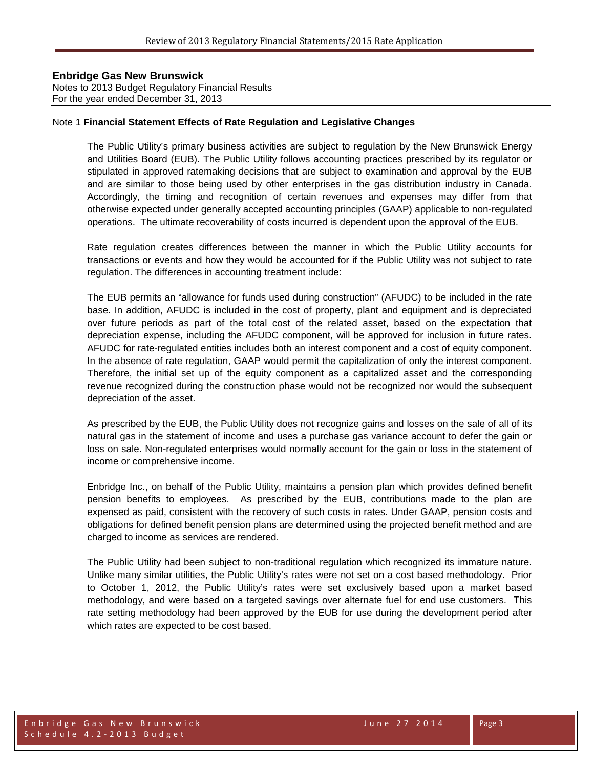**Enbridge Gas New Brunswick**
Notes to 2013 Budget Regulatory Financial Results
For the year ended December 31, 2013

Note 1 **Financial Statement Effects of Rate Regulation and Legislative Changes**

The Public Utility's primary business activities are subject to regulation by the New Brunswick Energy and Utilities Board (EUB). The Public Utility follows accounting practices prescribed by its regulator or stipulated in approved ratemaking decisions that are subject to examination and approval by the EUB and are similar to those being used by other enterprises in the gas distribution industry in Canada. Accordingly, the timing and recognition of certain revenues and expenses may differ from that otherwise expected under generally accepted accounting principles (GAAP) applicable to non-regulated operations. The ultimate recoverability of costs incurred is dependent upon the approval of the EUB.

Rate regulation creates differences between the manner in which the Public Utility accounts for transactions or events and how they would be accounted for if the Public Utility was not subject to rate regulation. The differences in accounting treatment include:

The EUB permits an "allowance for funds used during construction" (AFUDC) to be included in the rate base. In addition, AFUDC is included in the cost of property, plant and equipment and is depreciated over future periods as part of the total cost of the related asset, based on the expectation that depreciation expense, including the AFUDC component, will be approved for inclusion in future rates. AFUDC for rate-regulated entities includes both an interest component and a cost of equity component. In the absence of rate regulation, GAAP would permit the capitalization of only the interest component. Therefore, the initial set up of the equity component as a capitalized asset and the corresponding revenue recognized during the construction phase would not be recognized nor would the subsequent depreciation of the asset.

As prescribed by the EUB, the Public Utility does not recognize gains and losses on the sale of all of its natural gas in the statement of income and uses a purchase gas variance account to defer the gain or loss on sale. Non-regulated enterprises would normally account for the gain or loss in the statement of income or comprehensive income.

Enbridge Inc., on behalf of the Public Utility, maintains a pension plan which provides defined benefit pension benefits to employees. As prescribed by the EUB, contributions made to the plan are expensed as paid, consistent with the recovery of such costs in rates. Under GAAP, pension costs and obligations for defined benefit pension plans are determined using the projected benefit method and are charged to income as services are rendered.

The Public Utility had been subject to non-traditional regulation which recognized its immature nature. Unlike many similar utilities, the Public Utility's rates were not set on a cost based methodology. Prior to October 1, 2012, the Public Utility's rates were set exclusively based upon a market based methodology, and were based on a targeted savings over alternate fuel for end use customers. This rate setting methodology had been approved by the EUB for use during the development period after which rates are expected to be cost based.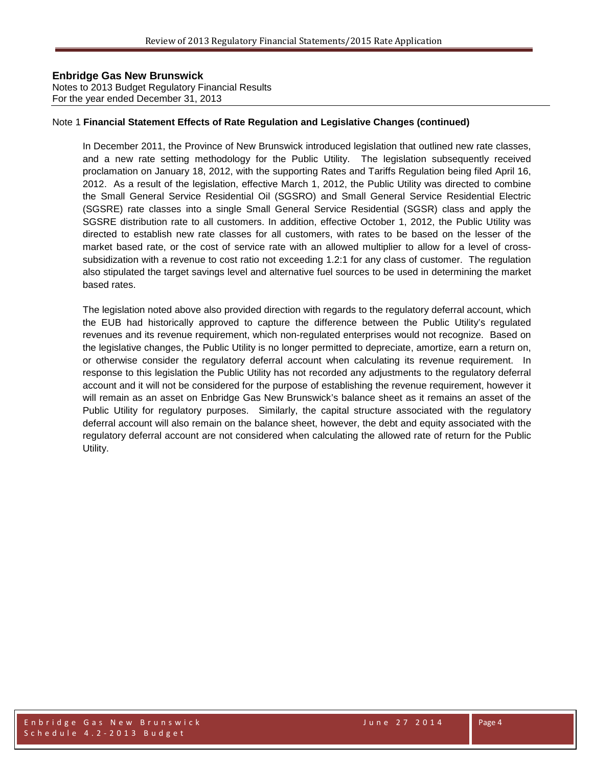**Enbridge Gas New Brunswick**
Notes to 2013 Budget Regulatory Financial Results
For the year ended December 31, 2013

Note 1 **Financial Statement Effects of Rate Regulation and Legislative Changes (continued)**

In December 2011, the Province of New Brunswick introduced legislation that outlined new rate classes, and a new rate setting methodology for the Public Utility. The legislation subsequently received proclamation on January 18, 2012, with the supporting Rates and Tariffs Regulation being filed April 16, 2012. As a result of the legislation, effective March 1, 2012, the Public Utility was directed to combine the Small General Service Residential Oil (SGSRO) and Small General Service Residential Electric (SGSRE) rate classes into a single Small General Service Residential (SGSR) class and apply the SGSRE distribution rate to all customers. In addition, effective October 1, 2012, the Public Utility was directed to establish new rate classes for all customers, with rates to be based on the lesser of the market based rate, or the cost of service rate with an allowed multiplier to allow for a level of cross-subsidization with a revenue to cost ratio not exceeding 1.2:1 for any class of customer. The regulation also stipulated the target savings level and alternative fuel sources to be used in determining the market based rates.

The legislation noted above also provided direction with regards to the regulatory deferral account, which the EUB had historically approved to capture the difference between the Public Utility's regulated revenues and its revenue requirement, which non-regulated enterprises would not recognize. Based on the legislative changes, the Public Utility is no longer permitted to depreciate, amortize, earn a return on, or otherwise consider the regulatory deferral account when calculating its revenue requirement. In response to this legislation the Public Utility has not recorded any adjustments to the regulatory deferral account and it will not be considered for the purpose of establishing the revenue requirement, however it will remain as an asset on Enbridge Gas New Brunswick's balance sheet as it remains an asset of the Public Utility for regulatory purposes. Similarly, the capital structure associated with the regulatory deferral account will also remain on the balance sheet, however, the debt and equity associated with the regulatory deferral account are not considered when calculating the allowed rate of return for the Public Utility.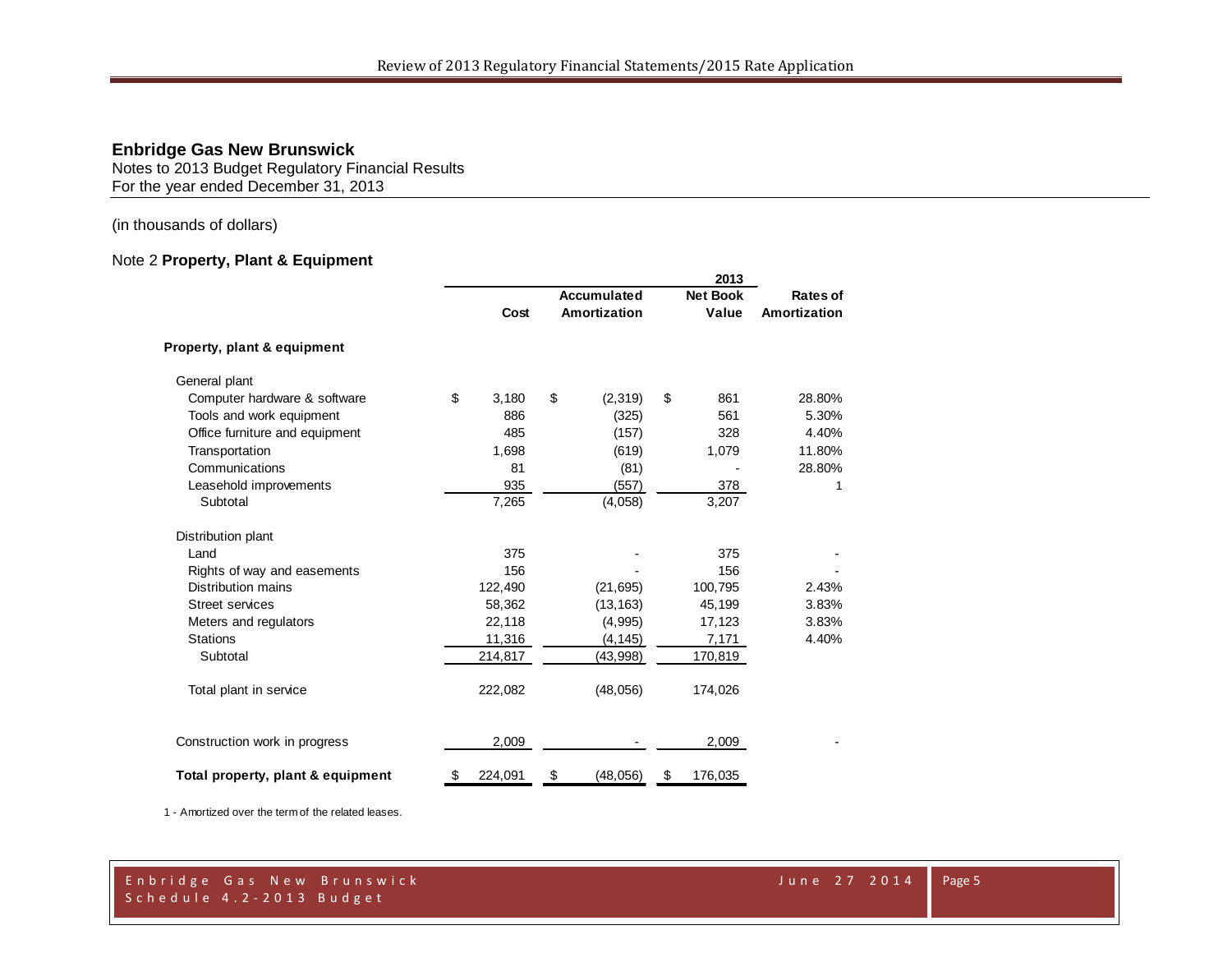## Enbridge Gas New Brunswick

Notes to 2013 Budget Regulatory Financial Results
For the year ended December 31, 2013

(in thousands of dollars)

### Note 2 **Property, Plant & Equipment**

| | 2013 | | | |
|---|---|---|---|---|
| | Cost | Accumulated Amortization | Net Book Value | Rates of Amortization |
| **Property, plant & equipment** | | | | |
| General plant | | | | |
| Computer hardware & software | $ 3,180 | $ (2,319) | $ 861 | 28.80% |
| Tools and work equipment | 886 | (325) | 561 | 5.30% |
| Office furniture and equipment | 485 | (157) | 328 | 4.40% |
| Transportation | 1,698 | (619) | 1,079 | 11.80% |
| Communications | 81 | (81) | - | 28.80% |
| Leasehold improvements | 935 | (557) | 378 | 1 |
| Subtotal | 7,265 | (4,058) | 3,207 | |
| Distribution plant | | | | |
| Land | 375 | - | 375 | - |
| Rights of way and easements | 156 | - | 156 | - |
| Distribution mains | 122,490 | (21,695) | 100,795 | 2.43% |
| Street services | 58,362 | (13,163) | 45,199 | 3.83% |
| Meters and regulators | 22,118 | (4,995) | 17,123 | 3.83% |
| Stations | 11,316 | (4,145) | 7,171 | 4.40% |
| Subtotal | 214,817 | (43,998) | 170,819 | |
| Total plant in service | 222,082 | (48,056) | 174,026 | |
| Construction work in progress | 2,009 | - | 2,009 | - |
| **Total property, plant & equipment** | $ 224,091 | $ (48,056) | $ 176,035 | |

1 - Amortized over the term of the related leases.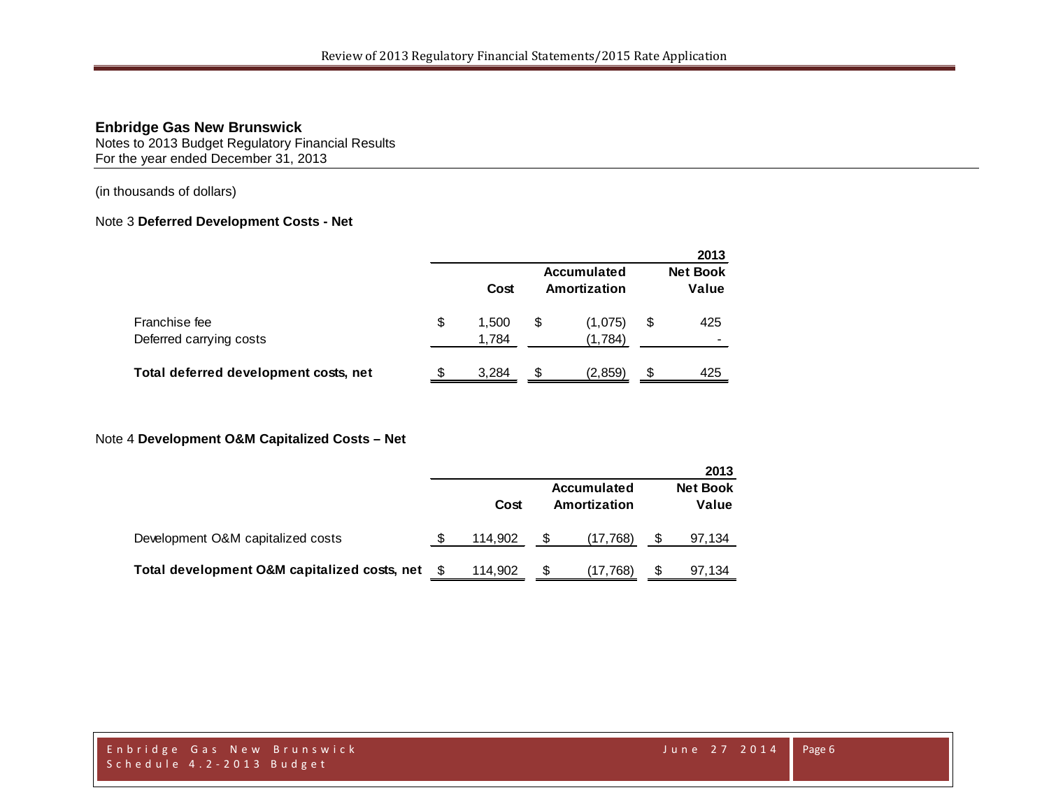**Enbridge Gas New Brunswick**
Notes to 2013 Budget Regulatory Financial Results
For the year ended December 31, 2013

(in thousands of dollars)

Note 3 **Deferred Development Costs - Net**

| | | | 2013 |
|---|---|---|---|
| | Cost | Accumulated Amortization | Net Book Value |
| Franchise fee | $ 1,500 | $ (1,075) | $ 425 |
| Deferred carrying costs | 1,784 | (1,784) | - |
| **Total deferred development costs, net** | $ 3,284 | $ (2,859) | $ 425 |

Note 4 **Development O&M Capitalized Costs – Net**

| | | | 2013 |
|---|---|---|---|
| | Cost | Accumulated Amortization | Net Book Value |
| Development O&M capitalized costs | $ 114,902 | $ (17,768) | $ 97,134 |
| **Total development O&M capitalized costs, net** | $ 114,902 | $ (17,768) | $ 97,134 |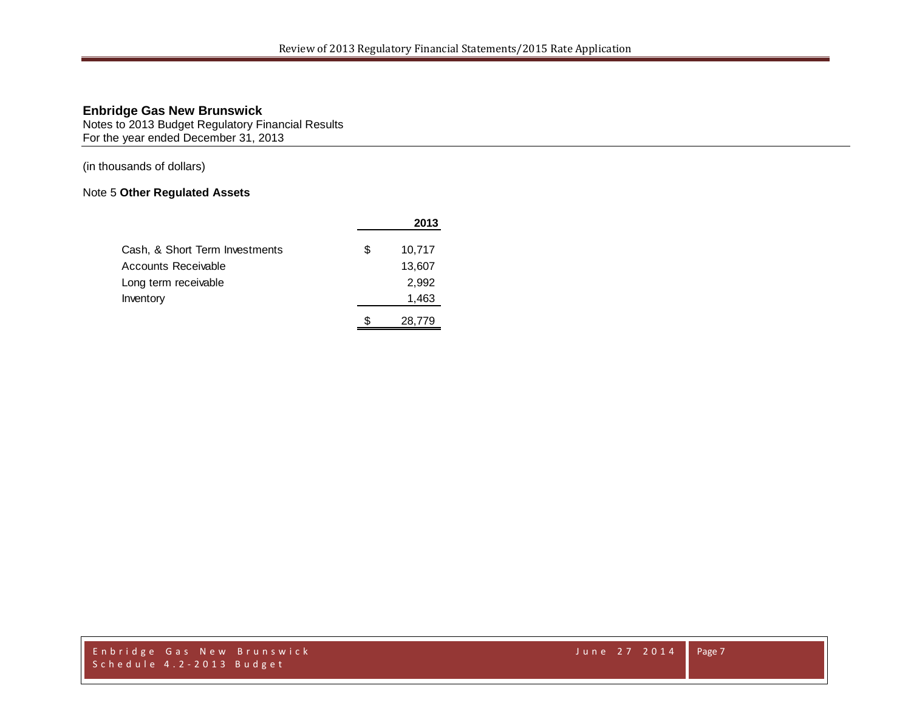**Enbridge Gas New Brunswick**
Notes to 2013 Budget Regulatory Financial Results
For the year ended December 31, 2013

(in thousands of dollars)

Note 5 **Other Regulated Assets**

| | 2013 |
|---|---|
| Cash, & Short Term Investments | $ 10,717 |
| Accounts Receivable | 13,607 |
| Long term receivable | 2,992 |
| Inventory | 1,463 |
| | $ 28,779 |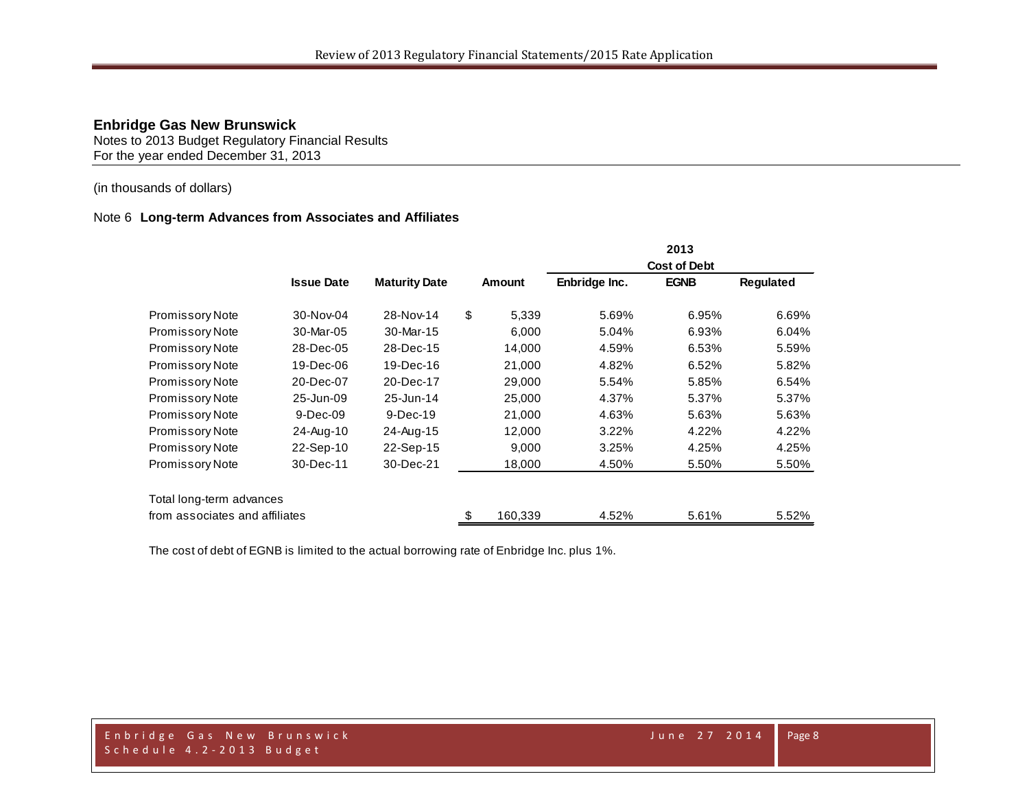**Enbridge Gas New Brunswick**
Notes to 2013 Budget Regulatory Financial Results
For the year ended December 31, 2013

(in thousands of dollars)

Note 6 **Long-term Advances from Associates and Affiliates**

| | Issue Date | Maturity Date | Amount | 2013 Cost of Debt Enbridge Inc. | EGNB | Regulated |
|---|---|---|---|---|---|---|
| Promissory Note | 30-Nov-04 | 28-Nov-14 | $ 5,339 | 5.69% | 6.95% | 6.69% |
| Promissory Note | 30-Mar-05 | 30-Mar-15 | 6,000 | 5.04% | 6.93% | 6.04% |
| Promissory Note | 28-Dec-05 | 28-Dec-15 | 14,000 | 4.59% | 6.53% | 5.59% |
| Promissory Note | 19-Dec-06 | 19-Dec-16 | 21,000 | 4.82% | 6.52% | 5.82% |
| Promissory Note | 20-Dec-07 | 20-Dec-17 | 29,000 | 5.54% | 5.85% | 6.54% |
| Promissory Note | 25-Jun-09 | 25-Jun-14 | 25,000 | 4.37% | 5.37% | 5.37% |
| Promissory Note | 9-Dec-09 | 9-Dec-19 | 21,000 | 4.63% | 5.63% | 5.63% |
| Promissory Note | 24-Aug-10 | 24-Aug-15 | 12,000 | 3.22% | 4.22% | 4.22% |
| Promissory Note | 22-Sep-10 | 22-Sep-15 | 9,000 | 3.25% | 4.25% | 4.25% |
| Promissory Note | 30-Dec-11 | 30-Dec-21 | 18,000 | 4.50% | 5.50% | 5.50% |
| Total long-term advances from associates and affiliates | | | $ 160,339 | 4.52% | 5.61% | 5.52% |

The cost of debt of EGNB is limited to the actual borrowing rate of Enbridge Inc. plus 1%.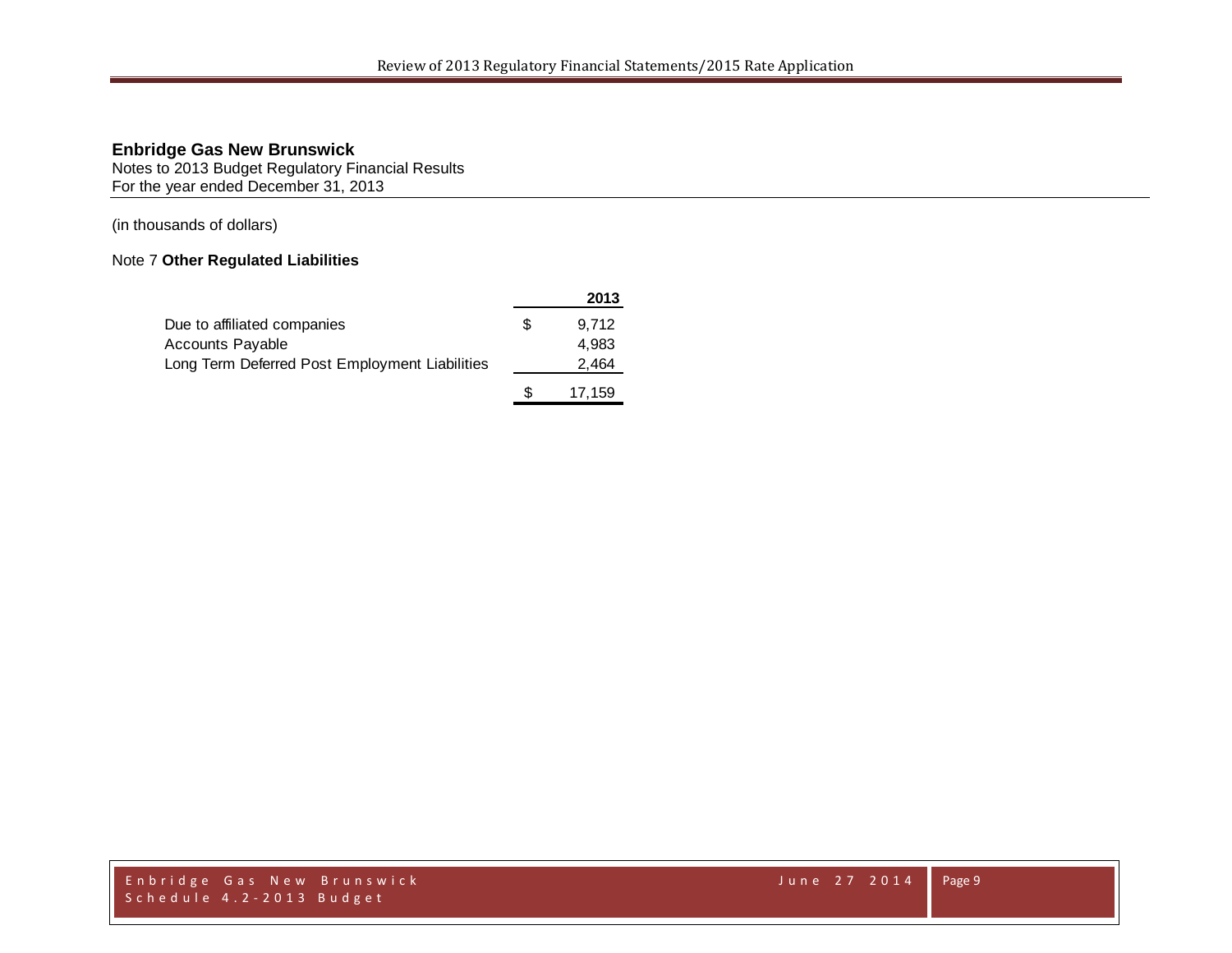**Enbridge Gas New Brunswick**
Notes to 2013 Budget Regulatory Financial Results
For the year ended December 31, 2013

(in thousands of dollars)

Note 7 **Other Regulated Liabilities**

| | | **2013** |
|---|---|---|
| Due to affiliated companies | $ | 9,712 |
| Accounts Payable | | 4,983 |
| Long Term Deferred Post Employment Liabilities | | 2,464 |
| | $ | 17,159 |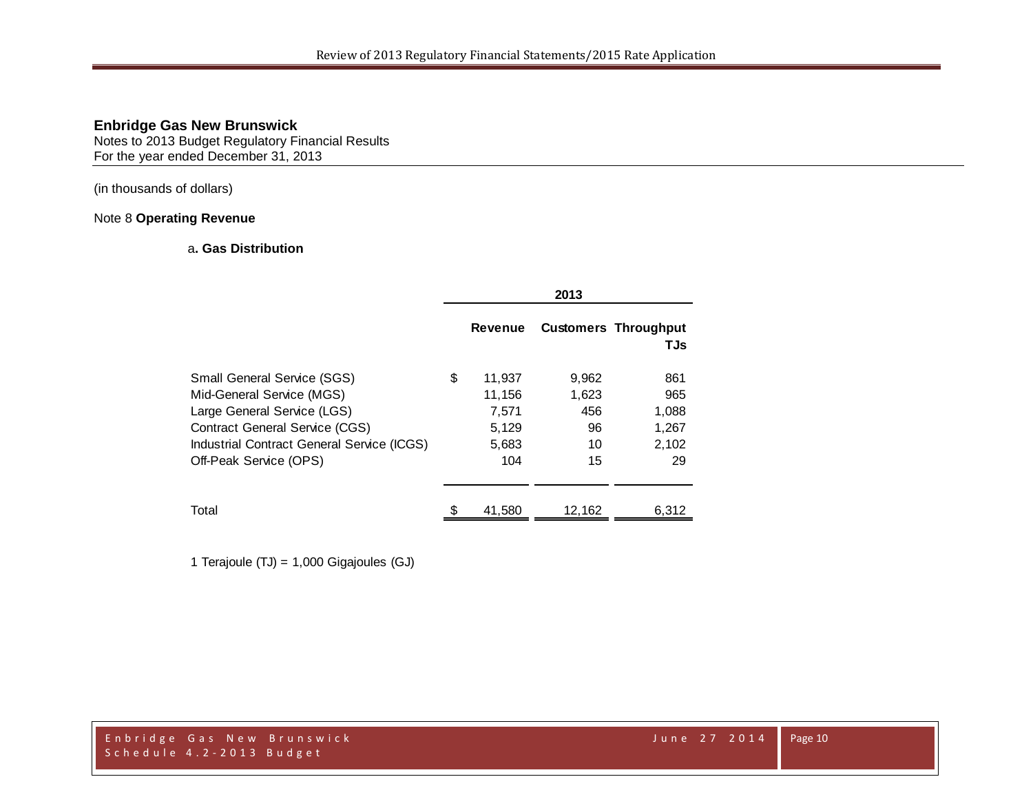**Enbridge Gas New Brunswick**
Notes to 2013 Budget Regulatory Financial Results
For the year ended December 31, 2013

(in thousands of dollars)

Note 8 **Operating Revenue**

a**. Gas Distribution**

| | 2013 | | |
|---|---|---|---|
| | Revenue | Customers | Throughput TJs |
| Small General Service (SGS) | $ 11,937 | 9,962 | 861 |
| Mid-General Service (MGS) | 11,156 | 1,623 | 965 |
| Large General Service (LGS) | 7,571 | 456 | 1,088 |
| Contract General Service (CGS) | 5,129 | 96 | 1,267 |
| Industrial Contract General Service (ICGS) | 5,683 | 10 | 2,102 |
| Off-Peak Service (OPS) | 104 | 15 | 29 |
| Total | $ 41,580 | 12,162 | 6,312 |

1 Terajoule (TJ) = 1,000 Gigajoules (GJ)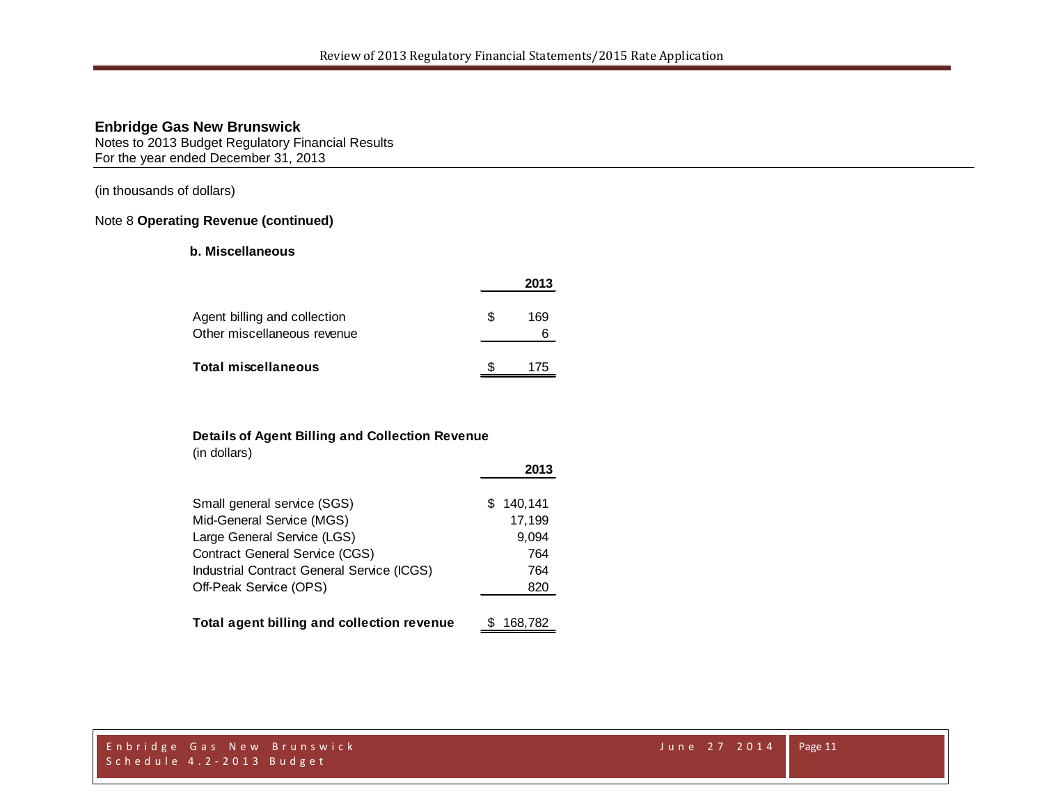**Enbridge Gas New Brunswick**
Notes to 2013 Budget Regulatory Financial Results
For the year ended December 31, 2013

(in thousands of dollars)

Note 8 **Operating Revenue (continued)**

**b. Miscellaneous**

| | 2013 |
|---|---|
| Agent billing and collection | $ 169 |
| Other miscellaneous revenue | 6 |
| **Total miscellaneous** | $ 175 |

**Details of Agent Billing and Collection Revenue**
(in dollars)

| | 2013 |
|---|---|
| Small general service (SGS) | $ 140,141 |
| Mid-General Service (MGS) | 17,199 |
| Large General Service (LGS) | 9,094 |
| Contract General Service (CGS) | 764 |
| Industrial Contract General Service (ICGS) | 764 |
| Off-Peak Service (OPS) | 820 |
| **Total agent billing and collection revenue** | $ 168,782 |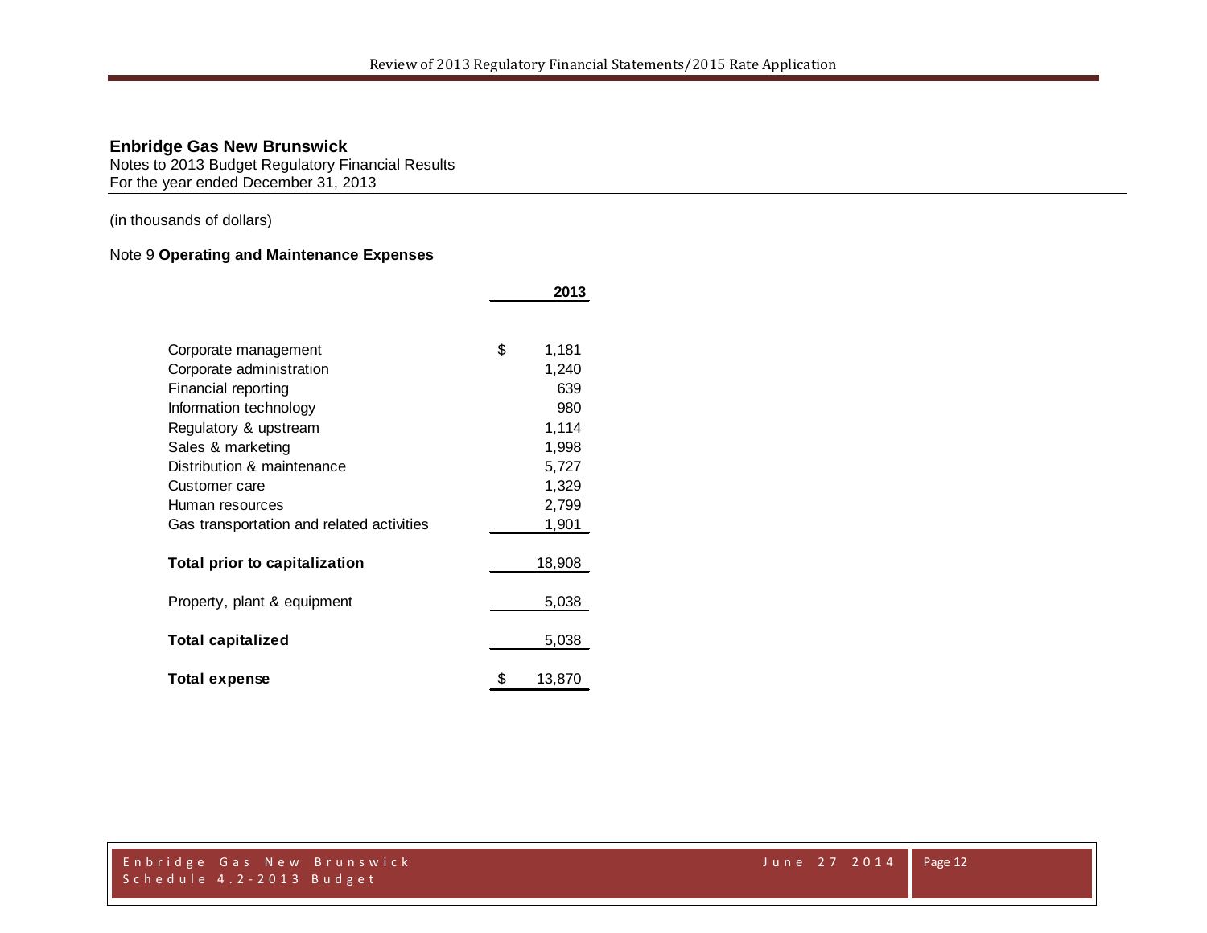**Enbridge Gas New Brunswick**
Notes to 2013 Budget Regulatory Financial Results
For the year ended December 31, 2013

(in thousands of dollars)

Note 9 **Operating and Maintenance Expenses**

| | 2013 |
|---|---|
| Corporate management | $ 1,181 |
| Corporate administration | 1,240 |
| Financial reporting | 639 |
| Information technology | 980 |
| Regulatory & upstream | 1,114 |
| Sales & marketing | 1,998 |
| Distribution & maintenance | 5,727 |
| Customer care | 1,329 |
| Human resources | 2,799 |
| Gas transportation and related activities | 1,901 |
| **Total prior to capitalization** | 18,908 |
| Property, plant & equipment | 5,038 |
| **Total capitalized** | 5,038 |
| **Total expense** | $ 13,870 |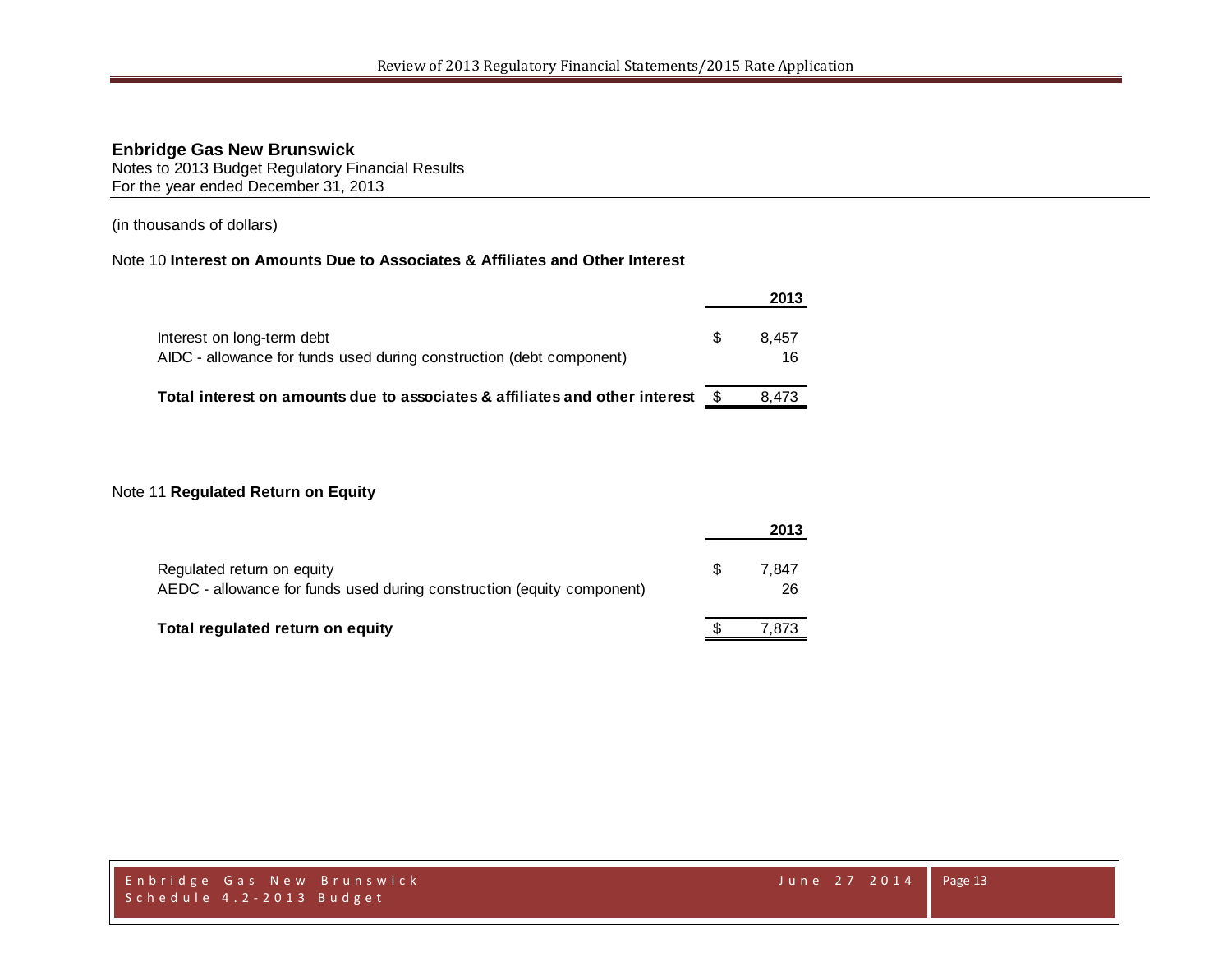**Enbridge Gas New Brunswick**
Notes to 2013 Budget Regulatory Financial Results
For the year ended December 31, 2013

(in thousands of dollars)

Note 10 **Interest on Amounts Due to Associates & Affiliates and Other Interest**

| | | **2013** |
|---|---|---|
| Interest on long-term debt | $ | 8,457 |
| AIDC - allowance for funds used during construction (debt component) | | 16 |
| **Total interest on amounts due to associates & affiliates and other interest** | $ | 8,473 |

Note 11 **Regulated Return on Equity**

| | | **2013** |
|---|---|---|
| Regulated return on equity | $ | 7,847 |
| AEDC - allowance for funds used during construction (equity component) | | 26 |
| **Total regulated return on equity** | $ | 7,873 |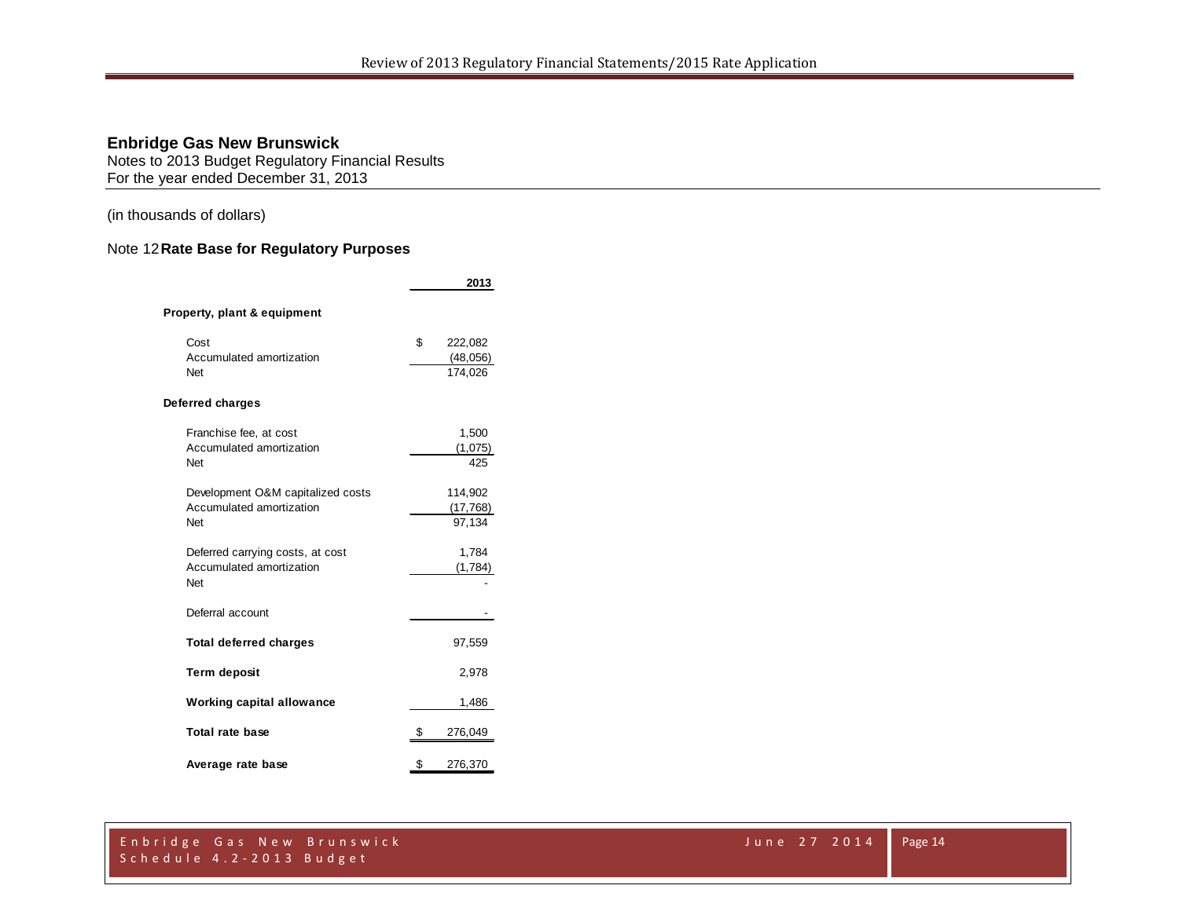**Enbridge Gas New Brunswick**
Notes to 2013 Budget Regulatory Financial Results
For the year ended December 31, 2013

(in thousands of dollars)

## Note 12 Rate Base for Regulatory Purposes

| | 2013 |
|---|---|
| **Property, plant & equipment** | |
| Cost | $ 222,082 |
| Accumulated amortization | (48,056) |
| Net | 174,026 |
| **Deferred charges** | |
| Franchise fee, at cost | 1,500 |
| Accumulated amortization | (1,075) |
| Net | 425 |
| Development O&M capitalized costs | 114,902 |
| Accumulated amortization | (17,768) |
| Net | 97,134 |
| Deferred carrying costs, at cost | 1,784 |
| Accumulated amortization | (1,784) |
| Net | - |
| Deferral account | - |
| **Total deferred charges** | 97,559 |
| **Term deposit** | 2,978 |
| **Working capital allowance** | 1,486 |
| **Total rate base** | $ 276,049 |
| **Average rate base** | $ 276,370 |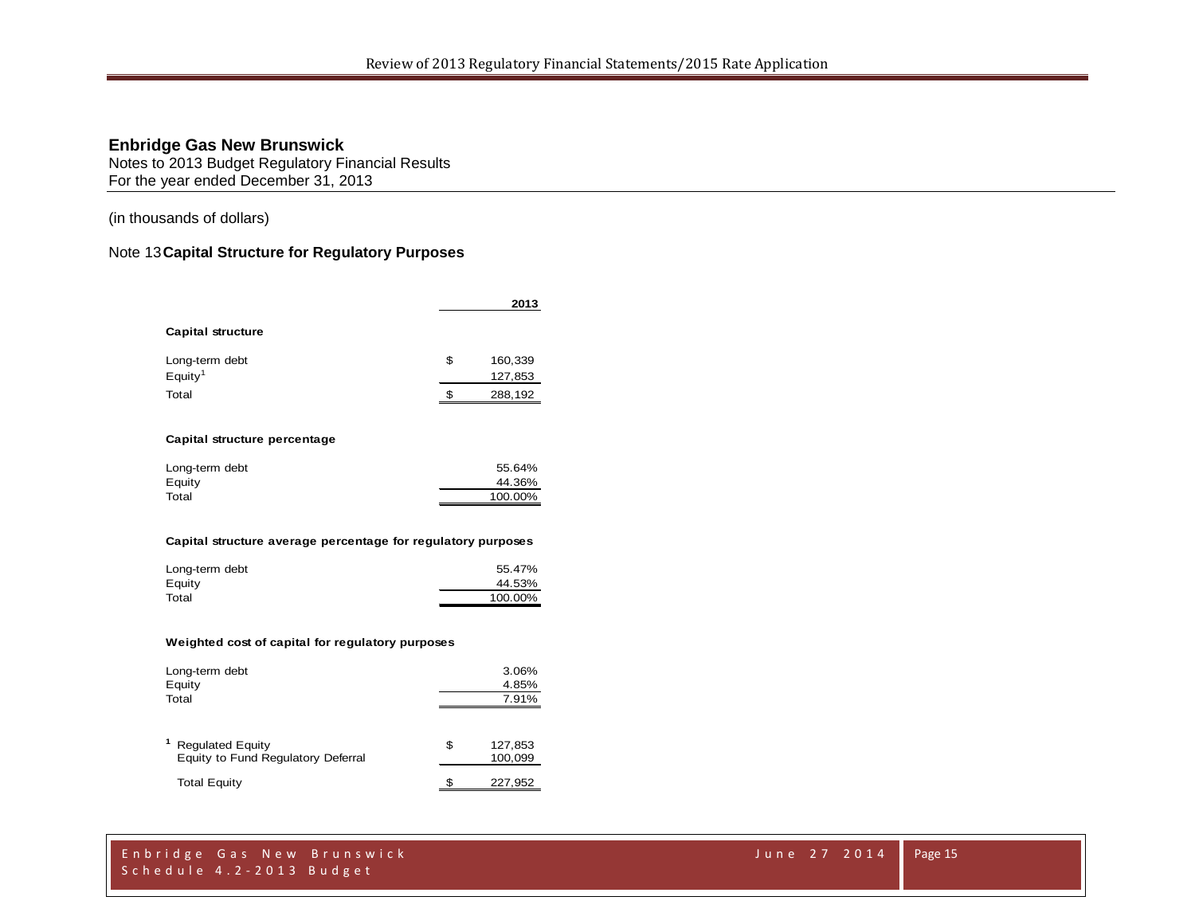**Enbridge Gas New Brunswick**
Notes to 2013 Budget Regulatory Financial Results
For the year ended December 31, 2013

(in thousands of dollars)

## Note 13 **Capital Structure for Regulatory Purposes**

| | | 2013 |
|---|---|---|
| **Capital structure** | | |
| Long-term debt | $ | 160,339 |
| Equity[1] | | 127,853 |
| Total | $ | 288,192 |
| | | |
| **Capital structure percentage** | | |
| Long-term debt | | 55.64% |
| Equity | | 44.36% |
| Total | | 100.00% |
| | | |
| **Capital structure average percentage for regulatory purposes** | | |
| Long-term debt | | 55.47% |
| Equity | | 44.53% |
| Total | | 100.00% |
| | | |
| **Weighted cost of capital for regulatory purposes** | | |
| Long-term debt | | 3.06% |
| Equity | | 4.85% |
| Total | | 7.91% |

| [1] | | |
|---|---|---|
| Regulated Equity | $ | 127,853 |
| Equity to Fund Regulatory Deferral | | 100,099 |
| Total Equity | $ | 227,952 |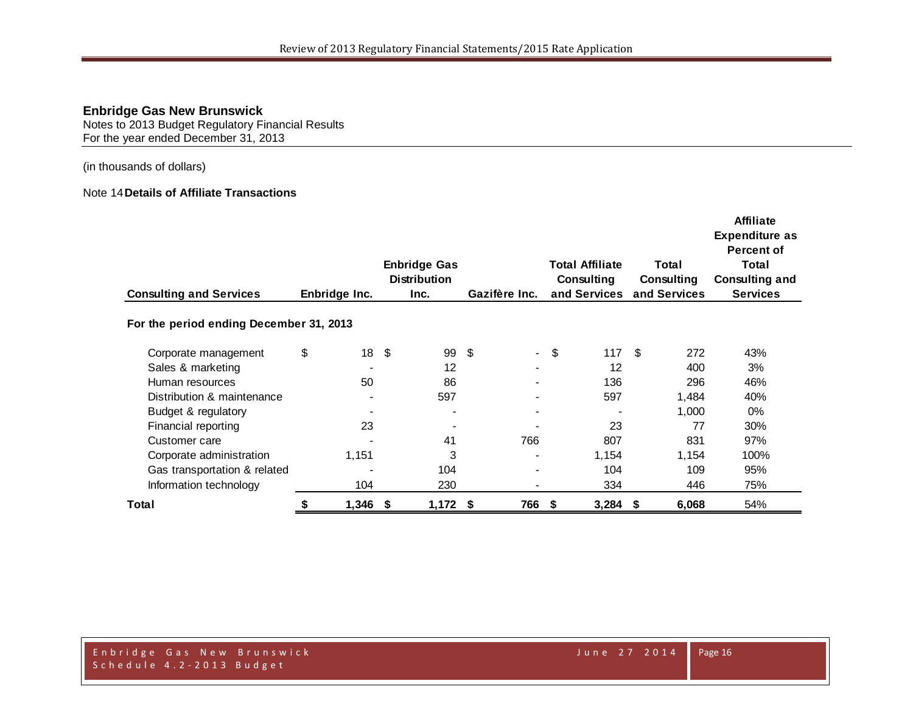**Enbridge Gas New Brunswick**
Notes to 2013 Budget Regulatory Financial Results
For the year ended December 31, 2013

(in thousands of dollars)

Note 14 **Details of Affiliate Transactions**

| Consulting and Services | Enbridge Inc. | Enbridge Gas Distribution Inc. | Gazifère Inc. | Total Affiliate Consulting and Services | Total Consulting and Services | Affiliate Expenditure as Percent of Total Consulting and Services |
|---|---|---|---|---|---|---|
| **For the period ending December 31, 2013** | | | | | | |
| Corporate management | $ 18 | $ 99 | $ - | $ 117 | $ 272 | 43% |
| Sales & marketing | - | 12 | - | 12 | 400 | 3% |
| Human resources | 50 | 86 | - | 136 | 296 | 46% |
| Distribution & maintenance | - | 597 | - | 597 | 1,484 | 40% |
| Budget & regulatory | - | - | - | - | 1,000 | 0% |
| Financial reporting | 23 | - | - | 23 | 77 | 30% |
| Customer care | - | 41 | 766 | 807 | 831 | 97% |
| Corporate administration | 1,151 | 3 | - | 1,154 | 1,154 | 100% |
| Gas transportation & related | - | 104 | - | 104 | 109 | 95% |
| Information technology | 104 | 230 | - | 334 | 446 | 75% |
| **Total** | **$ 1,346** | **$ 1,172** | **$ 766** | **$ 3,284** | **$ 6,068** | 54% |